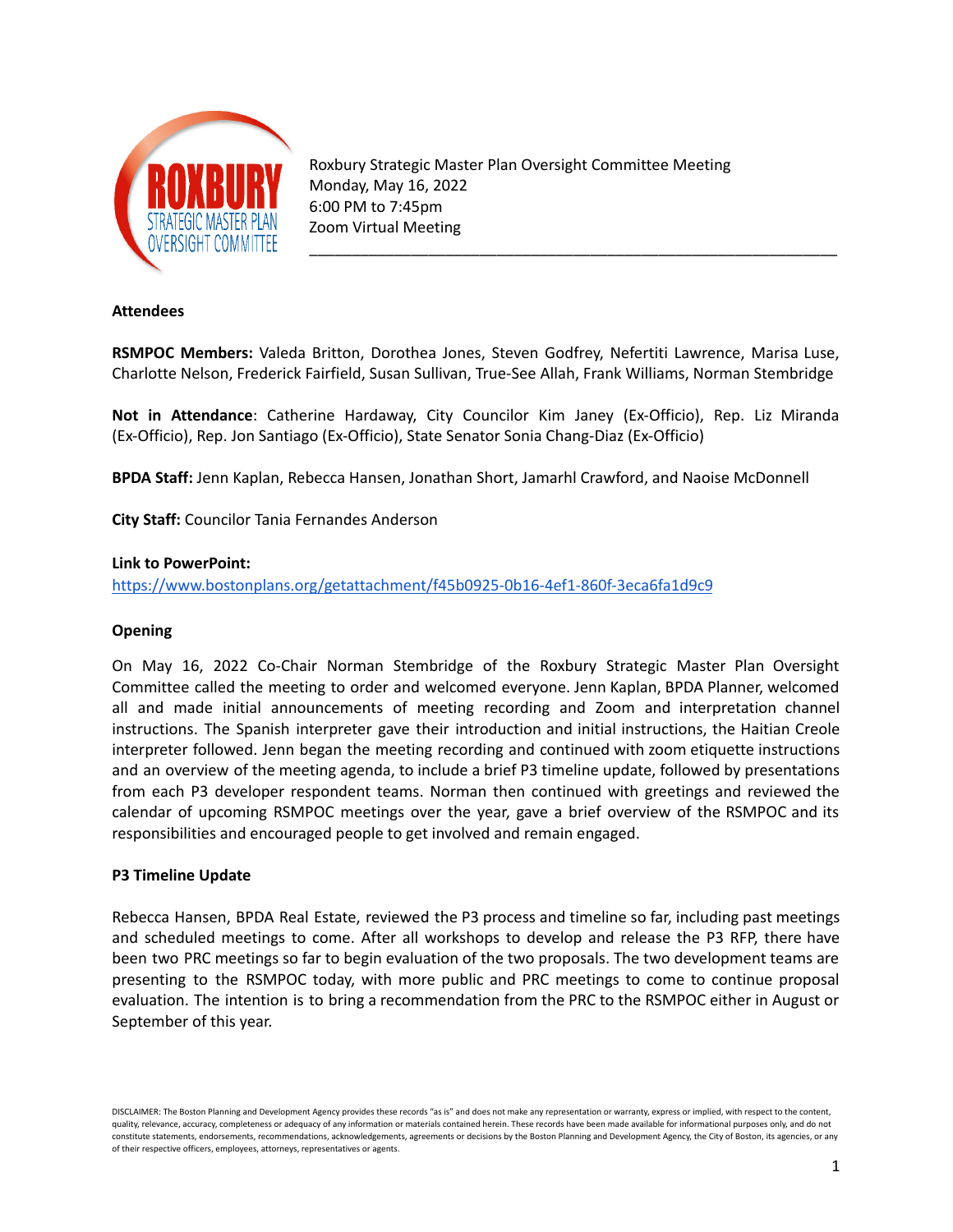Roxbury Strategic Master Plan Oversight Committee Meeting
Monday, May 16, 2022
6:00 PM to 7:45pm
Zoom Virtual Meeting

---

**Attendees**

**RSMPOC Members:** Valeda Britton, Dorothea Jones, Steven Godfrey, Nefertiti Lawrence, Marisa Luse, Charlotte Nelson, Frederick Fairfield, Susan Sullivan, True-See Allah, Frank Williams, Norman Stembridge

**Not in Attendance**: Catherine Hardaway, City Councilor Kim Janey (Ex-Officio), Rep. Liz Miranda (Ex-Officio), Rep. Jon Santiago (Ex-Officio), State Senator Sonia Chang-Diaz (Ex-Officio)

**BPDA Staff:** Jenn Kaplan, Rebecca Hansen, Jonathan Short, Jamarhl Crawford, and Naoise McDonnell

**City Staff:** Councilor Tania Fernandes Anderson

**Link to PowerPoint:**
https://www.bostonplans.org/getattachment/f45b0925-0b16-4ef1-860f-3eca6fa1d9c9

**Opening**

On May 16, 2022 Co-Chair Norman Stembridge of the Roxbury Strategic Master Plan Oversight Committee called the meeting to order and welcomed everyone. Jenn Kaplan, BPDA Planner, welcomed all and made initial announcements of meeting recording and Zoom and interpretation channel instructions. The Spanish interpreter gave their introduction and initial instructions, the Haitian Creole interpreter followed. Jenn began the meeting recording and continued with zoom etiquette instructions and an overview of the meeting agenda, to include a brief P3 timeline update, followed by presentations from each P3 developer respondent teams. Norman then continued with greetings and reviewed the calendar of upcoming RSMPOC meetings over the year, gave a brief overview of the RSMPOC and its responsibilities and encouraged people to get involved and remain engaged.

**P3 Timeline Update**

Rebecca Hansen, BPDA Real Estate, reviewed the P3 process and timeline so far, including past meetings and scheduled meetings to come. After all workshops to develop and release the P3 RFP, there have been two PRC meetings so far to begin evaluation of the two proposals. The two development teams are presenting to the RSMPOC today, with more public and PRC meetings to come to continue proposal evaluation. The intention is to bring a recommendation from the PRC to the RSMPOC either in August or September of this year.

DISCLAIMER: The Boston Planning and Development Agency provides these records "as is" and does not make any representation or warranty, express or implied, with respect to the content, quality, relevance, accuracy, completeness or adequacy of any information or materials contained herein. These records have been made available for informational purposes only, and do not constitute statements, endorsements, recommendations, acknowledgements, agreements or decisions by the Boston Planning and Development Agency, the City of Boston, its agencies, or any of their respective officers, employees, attorneys, representatives or agents.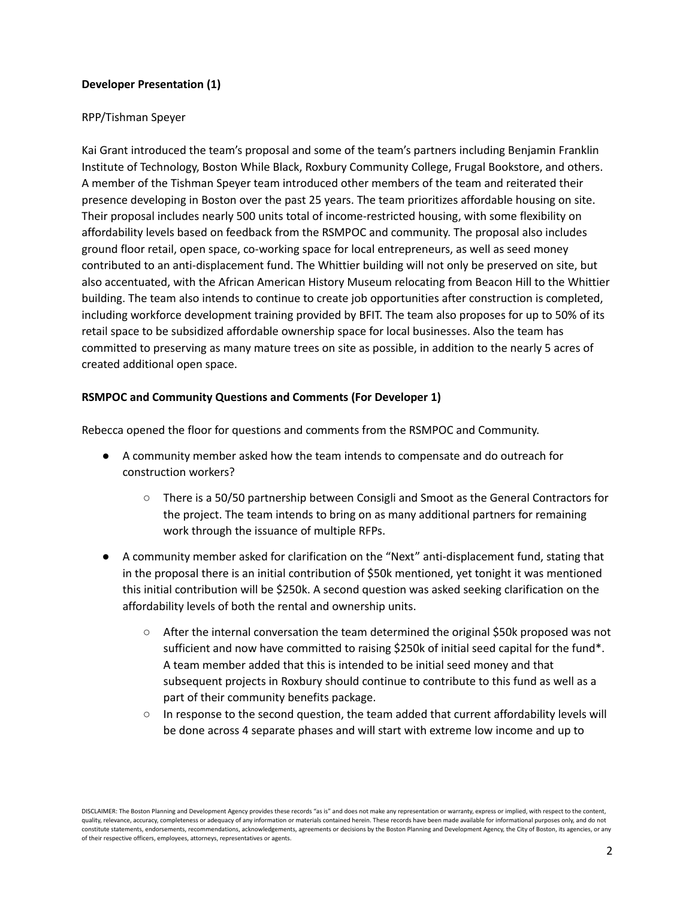**Developer Presentation (1)**

RPP/Tishman Speyer

Kai Grant introduced the team's proposal and some of the team's partners including Benjamin Franklin Institute of Technology, Boston While Black, Roxbury Community College, Frugal Bookstore, and others. A member of the Tishman Speyer team introduced other members of the team and reiterated their presence developing in Boston over the past 25 years. The team prioritizes affordable housing on site. Their proposal includes nearly 500 units total of income-restricted housing, with some flexibility on affordability levels based on feedback from the RSMPOC and community. The proposal also includes ground floor retail, open space, co-working space for local entrepreneurs, as well as seed money contributed to an anti-displacement fund. The Whittier building will not only be preserved on site, but also accentuated, with the African American History Museum relocating from Beacon Hill to the Whittier building. The team also intends to continue to create job opportunities after construction is completed, including workforce development training provided by BFIT. The team also proposes for up to 50% of its retail space to be subsidized affordable ownership space for local businesses. Also the team has committed to preserving as many mature trees on site as possible, in addition to the nearly 5 acres of created additional open space.

**RSMPOC and Community Questions and Comments (For Developer 1)**

Rebecca opened the floor for questions and comments from the RSMPOC and Community.

- A community member asked how the team intends to compensate and do outreach for construction workers?
    - There is a 50/50 partnership between Consigli and Smoot as the General Contractors for the project. The team intends to bring on as many additional partners for remaining work through the issuance of multiple RFPs.
- A community member asked for clarification on the "Next" anti-displacement fund, stating that in the proposal there is an initial contribution of $50k mentioned, yet tonight it was mentioned this initial contribution will be $250k. A second question was asked seeking clarification on the affordability levels of both the rental and ownership units.
    - After the internal conversation the team determined the original $50k proposed was not sufficient and now have committed to raising $250k of initial seed capital for the fund*. A team member added that this is intended to be initial seed money and that subsequent projects in Roxbury should continue to contribute to this fund as well as a part of their community benefits package.
    - In response to the second question, the team added that current affordability levels will be done across 4 separate phases and will start with extreme low income and up to

DISCLAIMER: The Boston Planning and Development Agency provides these records "as is" and does not make any representation or warranty, express or implied, with respect to the content, quality, relevance, accuracy, completeness or adequacy of any information or materials contained herein. These records have been made available for informational purposes only, and do not constitute statements, endorsements, recommendations, acknowledgements, agreements or decisions by the Boston Planning and Development Agency, the City of Boston, its agencies, or any of their respective officers, employees, attorneys, representatives or agents.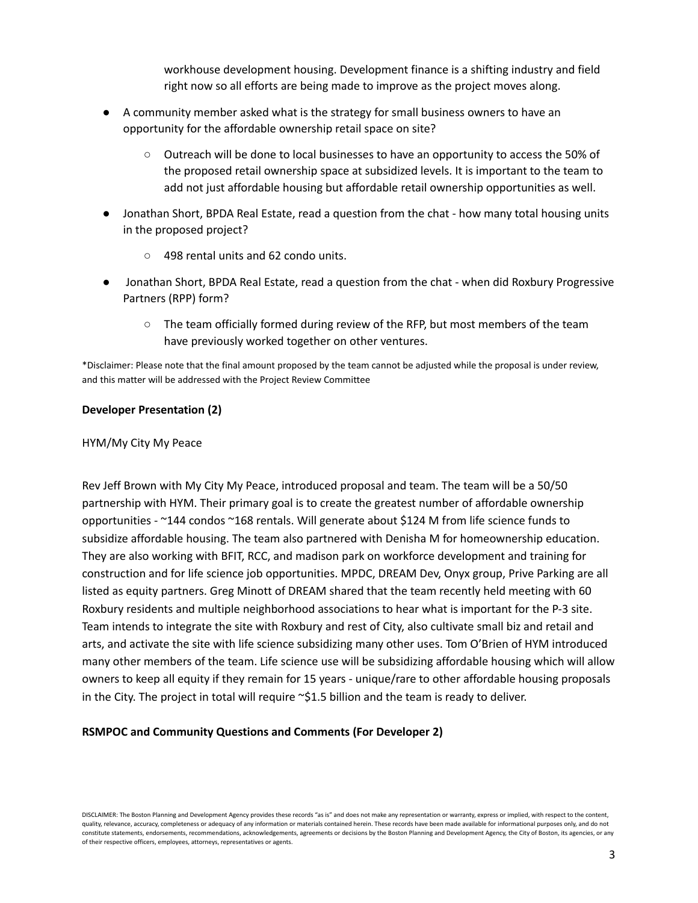workhouse development housing. Development finance is a shifting industry and field right now so all efforts are being made to improve as the project moves along.

- A community member asked what is the strategy for small business owners to have an opportunity for the affordable ownership retail space on site?
    - Outreach will be done to local businesses to have an opportunity to access the 50% of the proposed retail ownership space at subsidized levels. It is important to the team to add not just affordable housing but affordable retail ownership opportunities as well.
- Jonathan Short, BPDA Real Estate, read a question from the chat - how many total housing units in the proposed project?
    - 498 rental units and 62 condo units.
- Jonathan Short, BPDA Real Estate, read a question from the chat - when did Roxbury Progressive Partners (RPP) form?
    - The team officially formed during review of the RFP, but most members of the team have previously worked together on other ventures.

*Disclaimer: Please note that the final amount proposed by the team cannot be adjusted while the proposal is under review, and this matter will be addressed with the Project Review Committee

**Developer Presentation (2)**

HYM/My City My Peace

Rev Jeff Brown with My City My Peace, introduced proposal and team. The team will be a 50/50 partnership with HYM. Their primary goal is to create the greatest number of affordable ownership opportunities - ~144 condos ~168 rentals. Will generate about $124 M from life science funds to subsidize affordable housing. The team also partnered with Denisha M for homeownership education. They are also working with BFIT, RCC, and madison park on workforce development and training for construction and for life science job opportunities. MPDC, DREAM Dev, Onyx group, Prive Parking are all listed as equity partners. Greg Minott of DREAM shared that the team recently held meeting with 60 Roxbury residents and multiple neighborhood associations to hear what is important for the P-3 site. Team intends to integrate the site with Roxbury and rest of City, also cultivate small biz and retail and arts, and activate the site with life science subsidizing many other uses. Tom O'Brien of HYM introduced many other members of the team. Life science use will be subsidizing affordable housing which will allow owners to keep all equity if they remain for 15 years - unique/rare to other affordable housing proposals in the City. The project in total will require ~$1.5 billion and the team is ready to deliver.

**RSMPOC and Community Questions and Comments (For Developer 2)**

DISCLAIMER: The Boston Planning and Development Agency provides these records "as is" and does not make any representation or warranty, express or implied, with respect to the content, quality, relevance, accuracy, completeness or adequacy of any information or materials contained herein. These records have been made available for informational purposes only, and do not constitute statements, endorsements, recommendations, acknowledgements, agreements or decisions by the Boston Planning and Development Agency, the City of Boston, its agencies, or any of their respective officers, employees, attorneys, representatives or agents.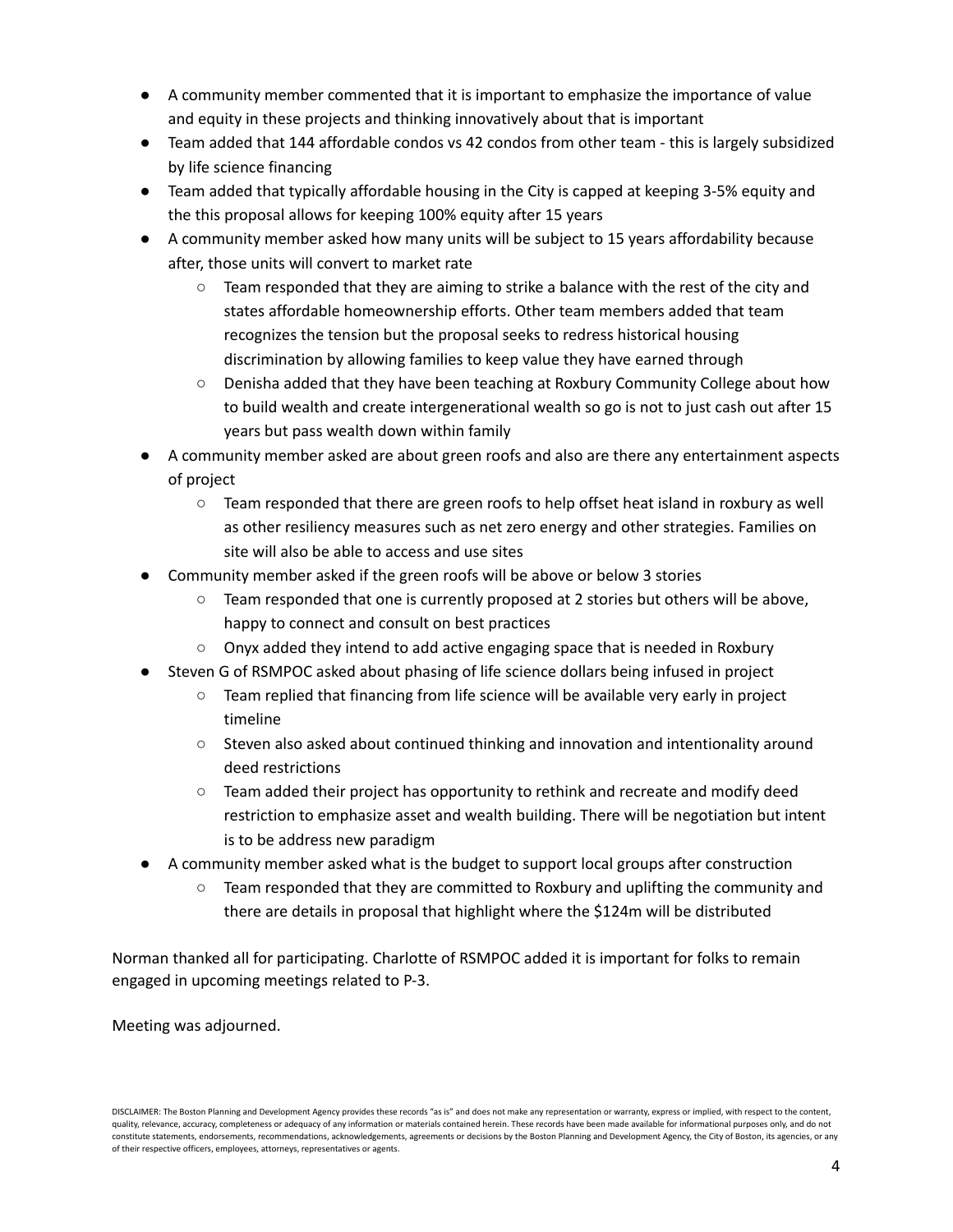- A community member commented that it is important to emphasize the importance of value and equity in these projects and thinking innovatively about that is important
- Team added that 144 affordable condos vs 42 condos from other team - this is largely subsidized by life science financing
- Team added that typically affordable housing in the City is capped at keeping 3-5% equity and the this proposal allows for keeping 100% equity after 15 years
- A community member asked how many units will be subject to 15 years affordability because after, those units will convert to market rate
  - Team responded that they are aiming to strike a balance with the rest of the city and states affordable homeownership efforts. Other team members added that team recognizes the tension but the proposal seeks to redress historical housing discrimination by allowing families to keep value they have earned through
  - Denisha added that they have been teaching at Roxbury Community College about how to build wealth and create intergenerational wealth so go is not to just cash out after 15 years but pass wealth down within family
- A community member asked are about green roofs and also are there any entertainment aspects of project
  - Team responded that there are green roofs to help offset heat island in roxbury as well as other resiliency measures such as net zero energy and other strategies. Families on site will also be able to access and use sites
- Community member asked if the green roofs will be above or below 3 stories
  - Team responded that one is currently proposed at 2 stories but others will be above, happy to connect and consult on best practices
  - Onyx added they intend to add active engaging space that is needed in Roxbury
- Steven G of RSMPOC asked about phasing of life science dollars being infused in project
  - Team replied that financing from life science will be available very early in project timeline
  - Steven also asked about continued thinking and innovation and intentionality around deed restrictions
  - Team added their project has opportunity to rethink and recreate and modify deed restriction to emphasize asset and wealth building. There will be negotiation but intent is to be address new paradigm
- A community member asked what is the budget to support local groups after construction
  - Team responded that they are committed to Roxbury and uplifting the community and there are details in proposal that highlight where the $124m will be distributed

Norman thanked all for participating. Charlotte of RSMPOC added it is important for folks to remain engaged in upcoming meetings related to P-3.

Meeting was adjourned.

DISCLAIMER: The Boston Planning and Development Agency provides these records "as is" and does not make any representation or warranty, express or implied, with respect to the content, quality, relevance, accuracy, completeness or adequacy of any information or materials contained herein. These records have been made available for informational purposes only, and do not constitute statements, endorsements, recommendations, acknowledgements, agreements or decisions by the Boston Planning and Development Agency, the City of Boston, its agencies, or any of their respective officers, employees, attorneys, representatives or agents.